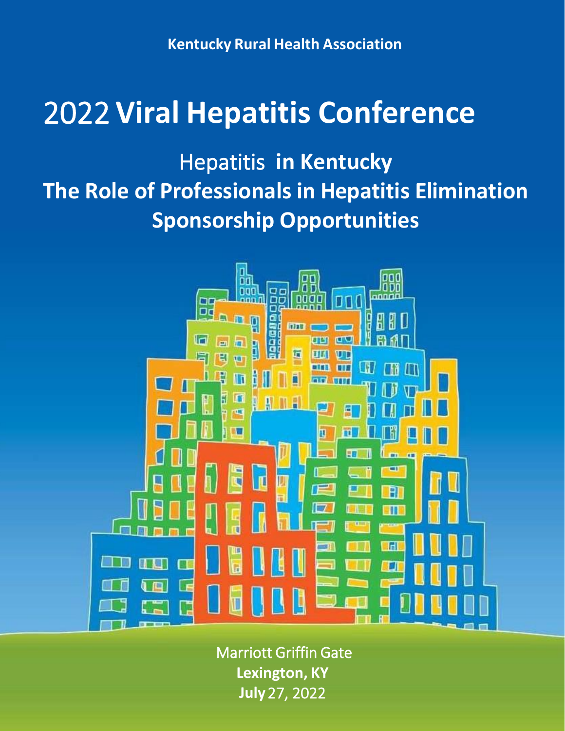**Kentucky Rural Health Association**

# 2022 **Viral Hepatitis Conference**

## Hepatitis **in Kentucky**
## **The Role of Professionals in Hepatitis Elimination**
## **Sponsorship Opportunities**

Marriott Griffin Gate

**Lexington, KY**

**July** 27, 2022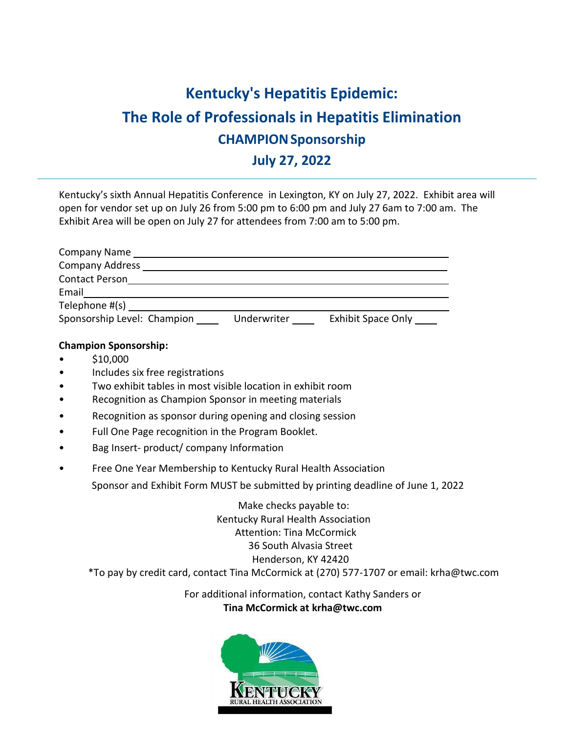# Kentucky's Hepatitis Epidemic:

# The Role of Professionals in Hepatitis Elimination

## CHAMPION Sponsorship

## July 27, 2022

---

Kentucky's sixth Annual Hepatitis Conference in Lexington, KY on July 27, 2022. Exhibit area will open for vendor set up on July 26 from 5:00 pm to 6:00 pm and July 27 6am to 7:00 am. The Exhibit Area will be open on July 27 for attendees from 7:00 am to 5:00 pm.

Company Name ______________________________________________

Company Address ____________________________________________

Contact Person______________________________________________

Email______________________________________________________

Telephone #(s) ______________________________________________

Sponsorship Level: Champion ____ Underwriter ____ Exhibit Space Only ____

**Champion Sponsorship:**

- $10,000
- Includes six free registrations
- Two exhibit tables in most visible location in exhibit room
- Recognition as Champion Sponsor in meeting materials
- Recognition as sponsor during opening and closing session
- Full One Page recognition in the Program Booklet.
- Bag Insert- product/ company Information
- Free One Year Membership to Kentucky Rural Health Association

Sponsor and Exhibit Form MUST be submitted by printing deadline of June 1, 2022

Make checks payable to:
Kentucky Rural Health Association
Attention: Tina McCormick
36 South Alvasia Street
Henderson, KY 42420

*To pay by credit card, contact Tina McCormick at (270) 577-1707 or email: krha@twc.com

For additional information, contact Kathy Sanders or
**Tina McCormick at krha@twc.com**

KENTUCKY
RURAL HEALTH ASSOCIATION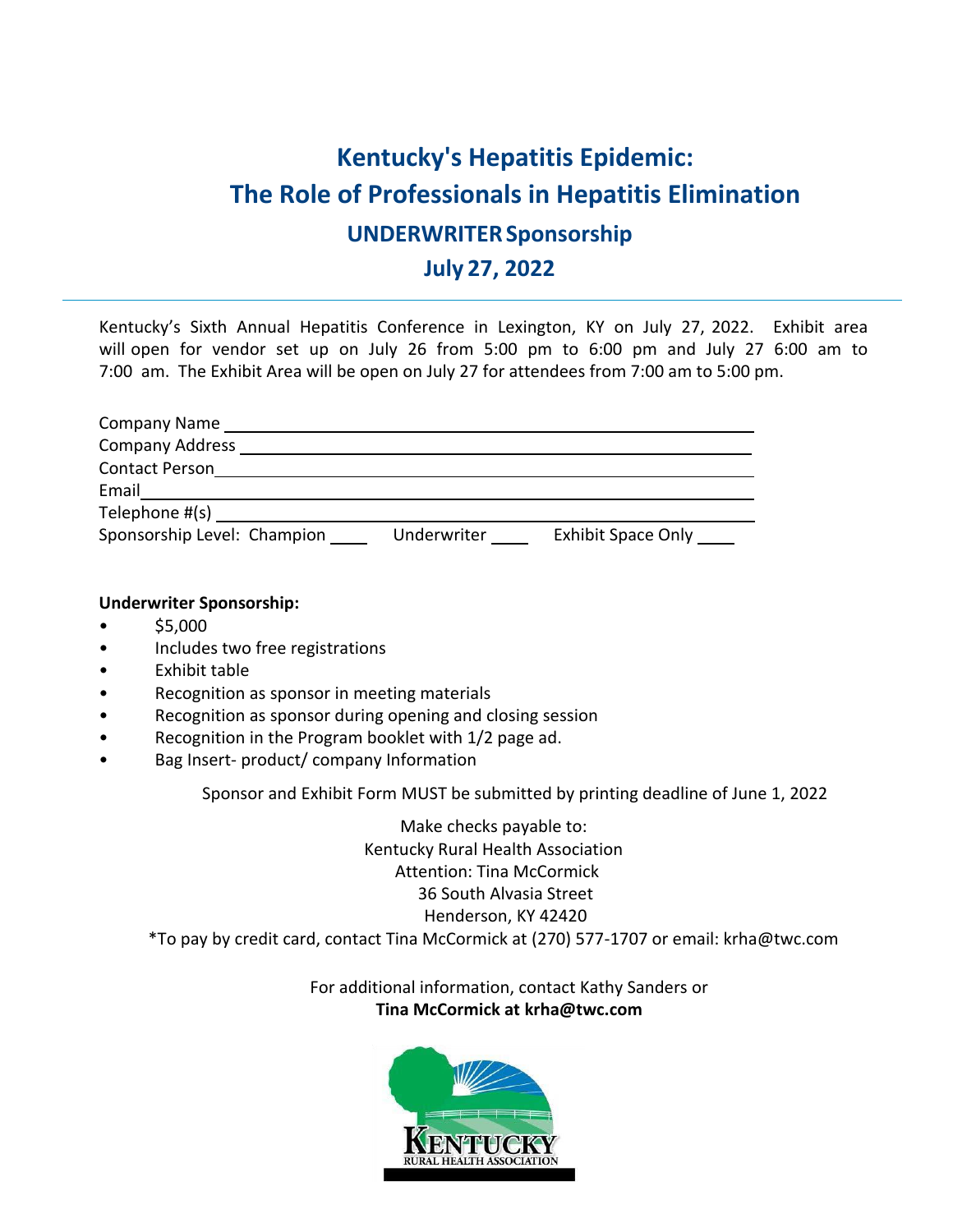# Kentucky's Hepatitis Epidemic:

# The Role of Professionals in Hepatitis Elimination

## UNDERWRITER Sponsorship

## July 27, 2022

---

Kentucky's Sixth Annual Hepatitis Conference in Lexington, KY on July 27, 2022. Exhibit area will open for vendor set up on July 26 from 5:00 pm to 6:00 pm and July 27 6:00 am to 7:00 am. The Exhibit Area will be open on July 27 for attendees from 7:00 am to 5:00 pm.

Company Name \_\_\_\_\_\_\_\_\_\_\_\_\_\_\_\_\_\_\_\_\_\_\_\_\_\_\_\_\_\_\_\_\_\_\_\_\_\_\_\_

Company Address \_\_\_\_\_\_\_\_\_\_\_\_\_\_\_\_\_\_\_\_\_\_\_\_\_\_\_\_\_\_\_\_\_\_\_\_\_\_\_\_

Contact Person \_\_\_\_\_\_\_\_\_\_\_\_\_\_\_\_\_\_\_\_\_\_\_\_\_\_\_\_\_\_\_\_\_\_\_\_\_\_\_\_

Email \_\_\_\_\_\_\_\_\_\_\_\_\_\_\_\_\_\_\_\_\_\_\_\_\_\_\_\_\_\_\_\_\_\_\_\_\_\_\_\_

Telephone #(s) \_\_\_\_\_\_\_\_\_\_\_\_\_\_\_\_\_\_\_\_\_\_\_\_\_\_\_\_\_\_\_\_\_\_\_\_\_\_\_\_

Sponsorship Level: Champion \_\_\_\_ Underwriter \_\_\_\_ Exhibit Space Only \_\_\_\_

**Underwriter Sponsorship:**

- $5,000
- Includes two free registrations
- Exhibit table
- Recognition as sponsor in meeting materials
- Recognition as sponsor during opening and closing session
- Recognition in the Program booklet with 1/2 page ad.
- Bag Insert- product/ company Information

Sponsor and Exhibit Form MUST be submitted by printing deadline of June 1, 2022

Make checks payable to:
Kentucky Rural Health Association
Attention: Tina McCormick
36 South Alvasia Street
Henderson, KY 42420

*To pay by credit card, contact Tina McCormick at (270) 577-1707 or email: krha@twc.com

For additional information, contact Kathy Sanders or
**Tina McCormick at krha@twc.com**

KENTUCKY
RURAL HEALTH ASSOCIATION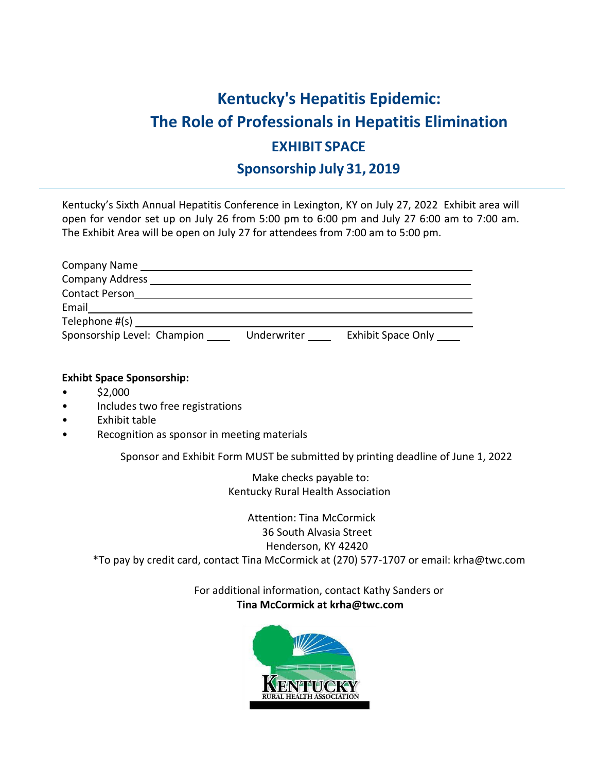# Kentucky's Hepatitis Epidemic:

# The Role of Professionals in Hepatitis Elimination

## EXHIBIT SPACE

## Sponsorship July 31, 2019

---

Kentucky's Sixth Annual Hepatitis Conference in Lexington, KY on July 27, 2022 Exhibit area will open for vendor set up on July 26 from 5:00 pm to 6:00 pm and July 27 6:00 am to 7:00 am. The Exhibit Area will be open on July 27 for attendees from 7:00 am to 5:00 pm.

Company Name ______________________________________________

Company Address ____________________________________________

Contact Person ______________________________________________

Email _____________________________________________________

Telephone #(s) ______________________________________________

Sponsorship Level: Champion ____ Underwriter ____ Exhibit Space Only ____

**Exhibt Space Sponsorship:**

- $2,000
- Includes two free registrations
- Exhibit table
- Recognition as sponsor in meeting materials

Sponsor and Exhibit Form MUST be submitted by printing deadline of June 1, 2022

Make checks payable to:
Kentucky Rural Health Association

Attention: Tina McCormick
36 South Alvasia Street
Henderson, KY 42420

*To pay by credit card, contact Tina McCormick at (270) 577-1707 or email: krha@twc.com

For additional information, contact Kathy Sanders or
**Tina McCormick at krha@twc.com**

KENTUCKY
RURAL HEALTH ASSOCIATION